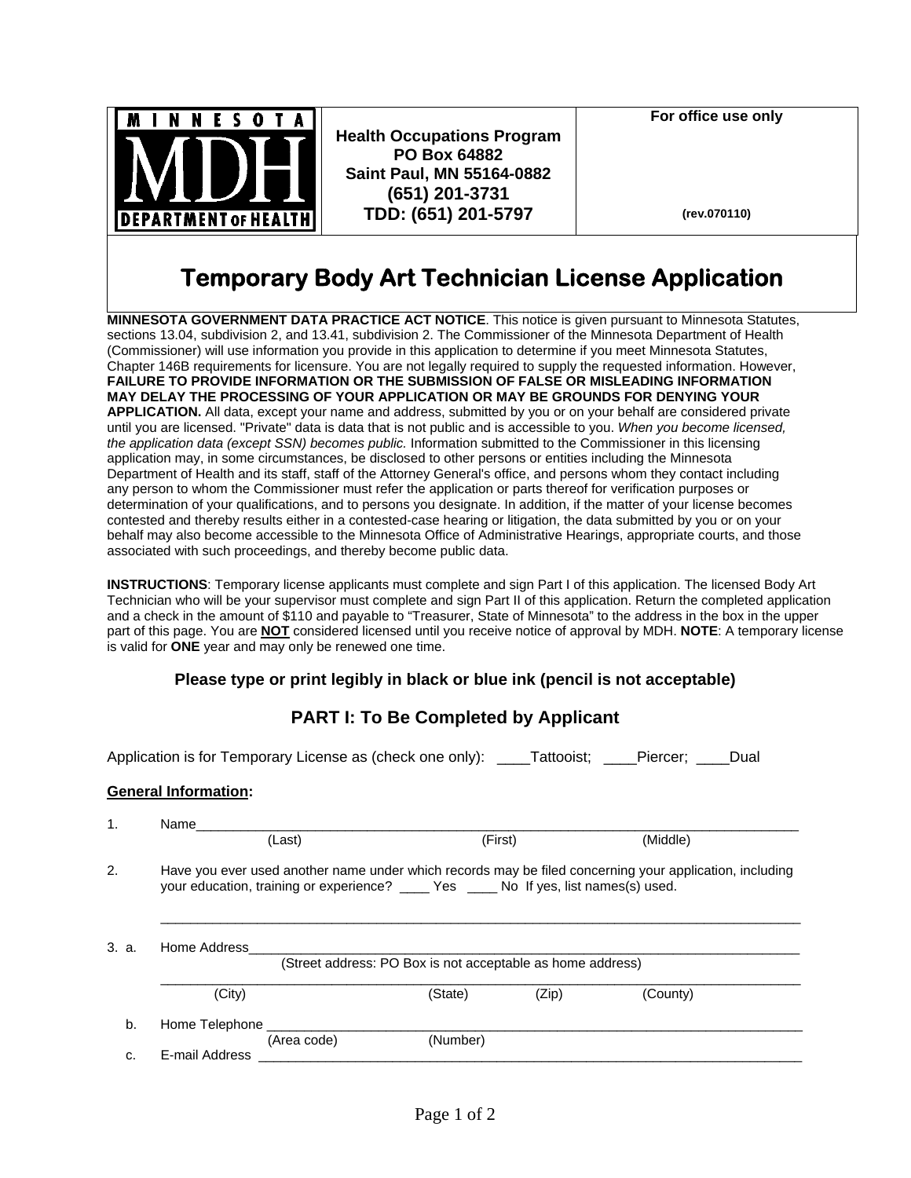MINNESOTA MDH DEPARTMENT OF HEALTH

**Health Occupations Program**
**PO Box 64882**
**Saint Paul, MN 55164-0882**
**(651) 201-3731**
**TDD: (651) 201-5797**

**For office use only**

**(rev.070110)**

# Temporary Body Art Technician License Application

**MINNESOTA GOVERNMENT DATA PRACTICE ACT NOTICE**. This notice is given pursuant to Minnesota Statutes, sections 13.04, subdivision 2, and 13.41, subdivision 2. The Commissioner of the Minnesota Department of Health (Commissioner) will use information you provide in this application to determine if you meet Minnesota Statutes, Chapter 146B requirements for licensure. You are not legally required to supply the requested information. However, **FAILURE TO PROVIDE INFORMATION OR THE SUBMISSION OF FALSE OR MISLEADING INFORMATION MAY DELAY THE PROCESSING OF YOUR APPLICATION OR MAY BE GROUNDS FOR DENYING YOUR APPLICATION.** All data, except your name and address, submitted by you or on your behalf are considered private until you are licensed. "Private" data is data that is not public and is accessible to you. *When you become licensed, the application data (except SSN) becomes public.* Information submitted to the Commissioner in this licensing application may, in some circumstances, be disclosed to other persons or entities including the Minnesota Department of Health and its staff, staff of the Attorney General's office, and persons whom they contact including any person to whom the Commissioner must refer the application or parts thereof for verification purposes or determination of your qualifications, and to persons you designate. In addition, if the matter of your license becomes contested and thereby results either in a contested-case hearing or litigation, the data submitted by you or on your behalf may also become accessible to the Minnesota Office of Administrative Hearings, appropriate courts, and those associated with such proceedings, and thereby become public data.

**INSTRUCTIONS**: Temporary license applicants must complete and sign Part I of this application. The licensed Body Art Technician who will be your supervisor must complete and sign Part II of this application. Return the completed application and a check in the amount of $110 and payable to "Treasurer, State of Minnesota" to the address in the box in the upper part of this page. You are **NOT** considered licensed until you receive notice of approval by MDH. **NOTE**: A temporary license is valid for **ONE** year and may only be renewed one time.

**Please type or print legibly in black or blue ink (pencil is not acceptable)**

## PART I: To Be Completed by Applicant

Application is for Temporary License as (check one only): ____Tattooist; ____Piercer; ____Dual

**General Information:**

1. Name______________________________________________________________
   (Last) (First) (Middle)

2. Have you ever used another name under which records may be filed concerning your application, including your education, training or experience? ____ Yes ____ No If yes, list names(s) used.

   ______________________________________________________________

3. a. Home Address______________________________________________________
   (Street address: PO Box is not acceptable as home address)

   ______________________________________________________________
   (City) (State) (Zip) (County)

   b. Home Telephone ______________________________________________________
   (Area code) (Number)

   c. E-mail Address ______________________________________________________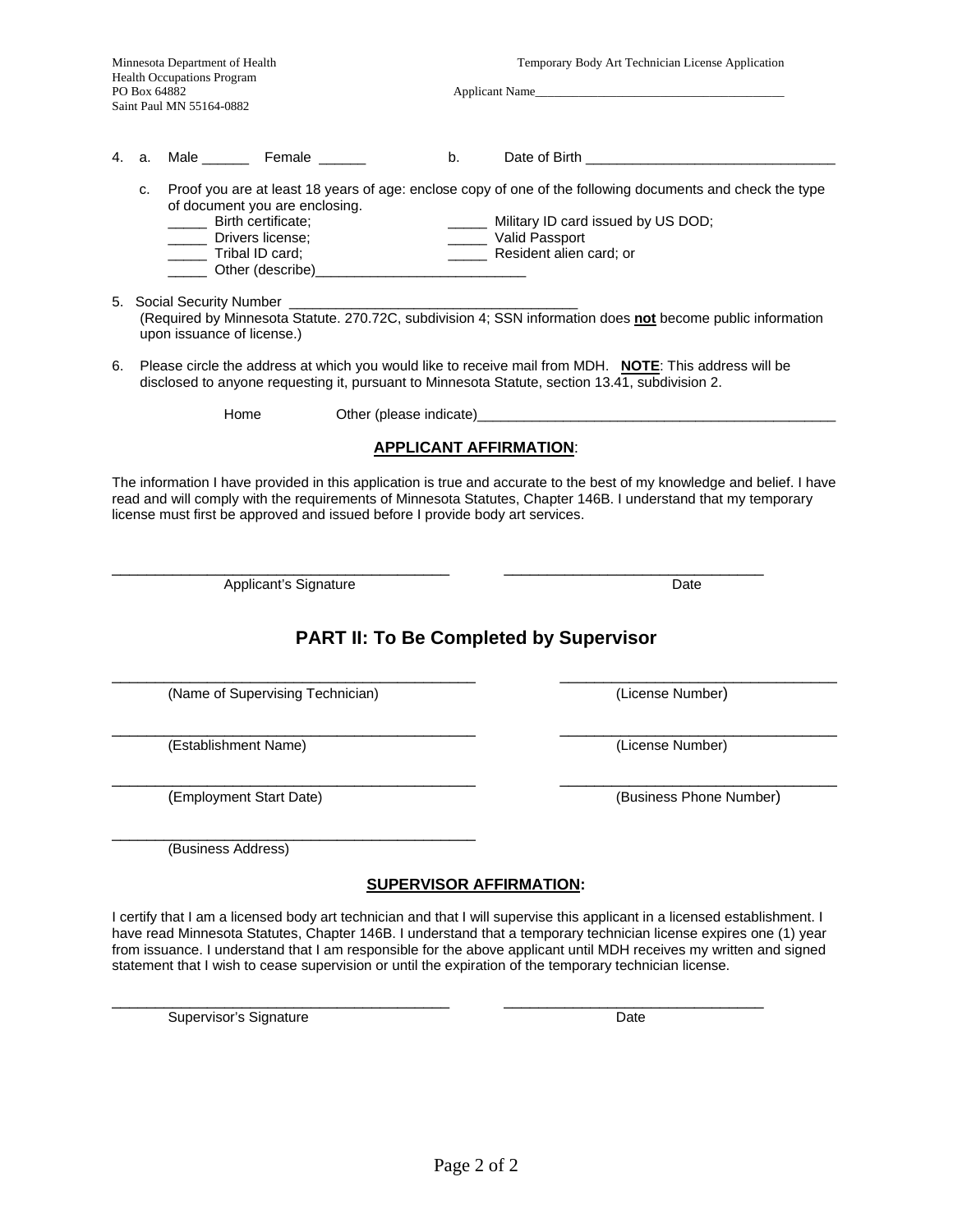Minnesota Department of Health
Health Occupations Program
PO Box 64882
Saint Paul MN 55164-0882

Temporary Body Art Technician License Application

Applicant Name________________________________________

4. a. Male ______ Female ______ b. Date of Birth ________________________________

   c. Proof you are at least 18 years of age: enclose copy of one of the following documents and check the type of document you are enclosing.

   _____ Birth certificate;
   _____ Drivers license;
   _____ Tribal ID card;
   _____ Other (describe)___________________________
   _____ Military ID card issued by US DOD;
   _____ Valid Passport
   _____ Resident alien card; or

5. Social Security Number ____________________________________
   (Required by Minnesota Statute. 270.72C, subdivision 4; SSN information does **not** become public information upon issuance of license.)

6. Please circle the address at which you would like to receive mail from MDH. **NOTE**: This address will be disclosed to anyone requesting it, pursuant to Minnesota Statute, section 13.41, subdivision 2.

   Home Other (please indicate)_______________________________________________

## APPLICANT AFFIRMATION:

The information I have provided in this application is true and accurate to the best of my knowledge and belief. I have read and will comply with the requirements of Minnesota Statutes, Chapter 146B. I understand that my temporary license must first be approved and issued before I provide body art services.

__________________________________________ ________________________________
Applicant's Signature Date

# PART II: To Be Completed by Supervisor

______________________________________________ ___________________________________
(Name of Supervising Technician) (License Number)

______________________________________________ ___________________________________
(Establishment Name) (License Number)

______________________________________________ ___________________________________
(Employment Start Date) (Business Phone Number)

______________________________________________
(Business Address)

## SUPERVISOR AFFIRMATION:

I certify that I am a licensed body art technician and that I will supervise this applicant in a licensed establishment. I have read Minnesota Statutes, Chapter 146B. I understand that a temporary technician license expires one (1) year from issuance. I understand that I am responsible for the above applicant until MDH receives my written and signed statement that I wish to cease supervision or until the expiration of the temporary technician license.

__________________________________________ ________________________________
Supervisor's Signature Date